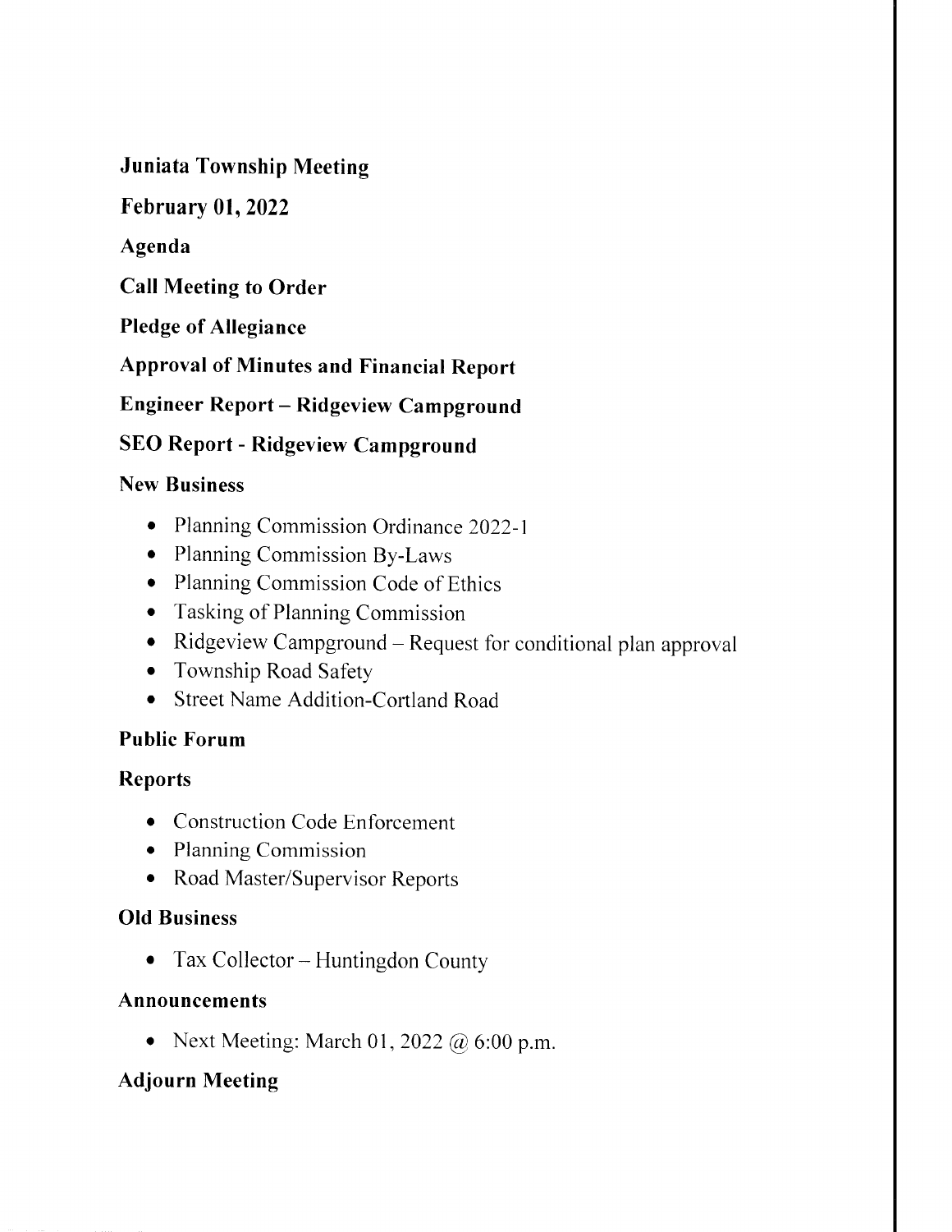# Juniata Township Meeting

## February 01, 2022

## Agenda

**Call Meeting to Order**

**Pledge of Allegiance**

**Approval of Minutes and Financial Report**

**Engineer Report – Ridgeview Campground**

**SEO Report - Ridgeview Campground**

### New Business

- Planning Commission Ordinance 2022-1
- Planning Commission By-Laws
- Planning Commission Code of Ethics
- Tasking of Planning Commission
- Ridgeview Campground – Request for conditional plan approval
- Township Road Safety
- Street Name Addition-Cortland Road

### Public Forum

### Reports

- Construction Code Enforcement
- Planning Commission
- Road Master/Supervisor Reports

### Old Business

- Tax Collector – Huntingdon County

### Announcements

- Next Meeting: March 01, 2022 @ 6:00 p.m.

### Adjourn Meeting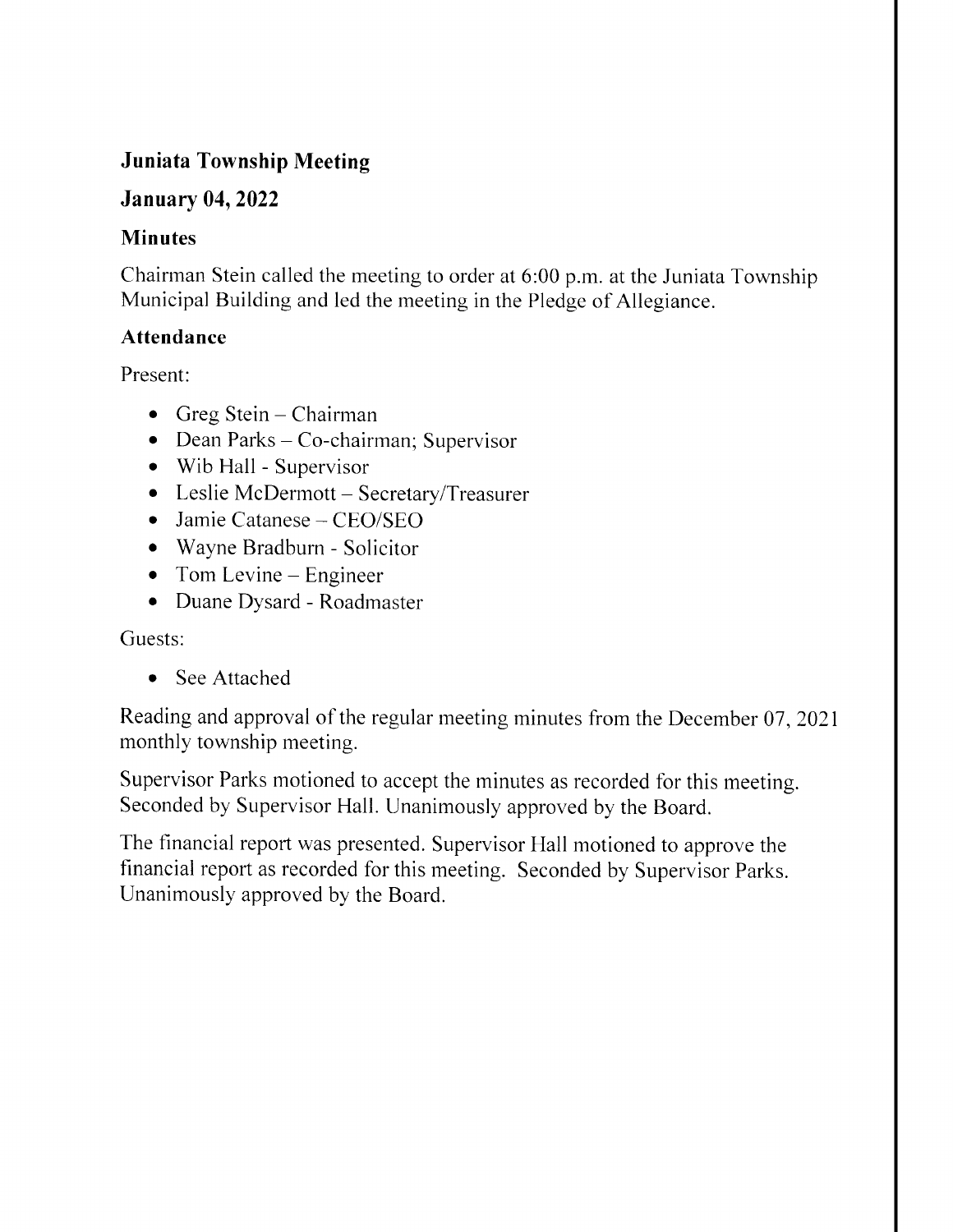## Juniata Township Meeting

## January 04, 2022

### Minutes

Chairman Stein called the meeting to order at 6:00 p.m. at the Juniata Township Municipal Building and led the meeting in the Pledge of Allegiance.

### Attendance

Present:

- Greg Stein – Chairman
- Dean Parks – Co-chairman; Supervisor
- Wib Hall - Supervisor
- Leslie McDermott – Secretary/Treasurer
- Jamie Catanese – CEO/SEO
- Wayne Bradburn - Solicitor
- Tom Levine – Engineer
- Duane Dysard - Roadmaster

Guests:

- See Attached

Reading and approval of the regular meeting minutes from the December 07, 2021 monthly township meeting.

Supervisor Parks motioned to accept the minutes as recorded for this meeting. Seconded by Supervisor Hall. Unanimously approved by the Board.

The financial report was presented. Supervisor Hall motioned to approve the financial report as recorded for this meeting. Seconded by Supervisor Parks. Unanimously approved by the Board.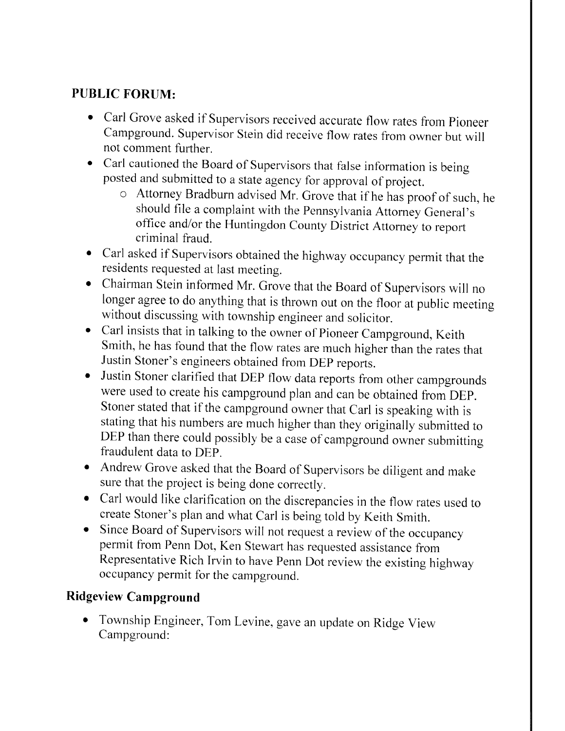## PUBLIC FORUM:

- Carl Grove asked if Supervisors received accurate flow rates from Pioneer Campground. Supervisor Stein did receive flow rates from owner but will not comment further.
- Carl cautioned the Board of Supervisors that false information is being posted and submitted to a state agency for approval of project.
  - Attorney Bradburn advised Mr. Grove that if he has proof of such, he should file a complaint with the Pennsylvania Attorney General's office and/or the Huntingdon County District Attorney to report criminal fraud.
- Carl asked if Supervisors obtained the highway occupancy permit that the residents requested at last meeting.
- Chairman Stein informed Mr. Grove that the Board of Supervisors will no longer agree to do anything that is thrown out on the floor at public meeting without discussing with township engineer and solicitor.
- Carl insists that in talking to the owner of Pioneer Campground, Keith Smith, he has found that the flow rates are much higher than the rates that Justin Stoner's engineers obtained from DEP reports.
- Justin Stoner clarified that DEP flow data reports from other campgrounds were used to create his campground plan and can be obtained from DEP. Stoner stated that if the campground owner that Carl is speaking with is stating that his numbers are much higher than they originally submitted to DEP than there could possibly be a case of campground owner submitting fraudulent data to DEP.
- Andrew Grove asked that the Board of Supervisors be diligent and make sure that the project is being done correctly.
- Carl would like clarification on the discrepancies in the flow rates used to create Stoner's plan and what Carl is being told by Keith Smith.
- Since Board of Supervisors will not request a review of the occupancy permit from Penn Dot, Ken Stewart has requested assistance from Representative Rich Irvin to have Penn Dot review the existing highway occupancy permit for the campground.

## Ridgeview Campground

- Township Engineer, Tom Levine, gave an update on Ridge View Campground: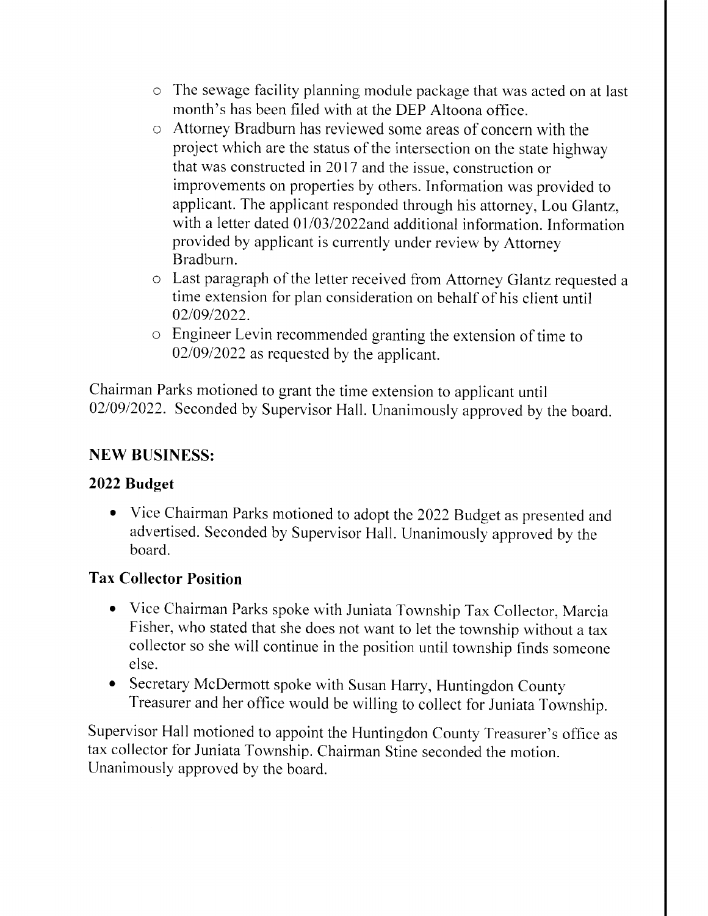- The sewage facility planning module package that was acted on at last month's has been filed with at the DEP Altoona office.
- Attorney Bradburn has reviewed some areas of concern with the project which are the status of the intersection on the state highway that was constructed in 2017 and the issue, construction or improvements on properties by others. Information was provided to applicant. The applicant responded through his attorney, Lou Glantz, with a letter dated 01/03/2022and additional information. Information provided by applicant is currently under review by Attorney Bradburn.
- Last paragraph of the letter received from Attorney Glantz requested a time extension for plan consideration on behalf of his client until 02/09/2022.
- Engineer Levin recommended granting the extension of time to 02/09/2022 as requested by the applicant.

Chairman Parks motioned to grant the time extension to applicant until 02/09/2022. Seconded by Supervisor Hall. Unanimously approved by the board.

## NEW BUSINESS:

### 2022 Budget

- Vice Chairman Parks motioned to adopt the 2022 Budget as presented and advertised. Seconded by Supervisor Hall. Unanimously approved by the board.

### Tax Collector Position

- Vice Chairman Parks spoke with Juniata Township Tax Collector, Marcia Fisher, who stated that she does not want to let the township without a tax collector so she will continue in the position until township finds someone else.
- Secretary McDermott spoke with Susan Harry, Huntingdon County Treasurer and her office would be willing to collect for Juniata Township.

Supervisor Hall motioned to appoint the Huntingdon County Treasurer's office as tax collector for Juniata Township. Chairman Stine seconded the motion. Unanimously approved by the board.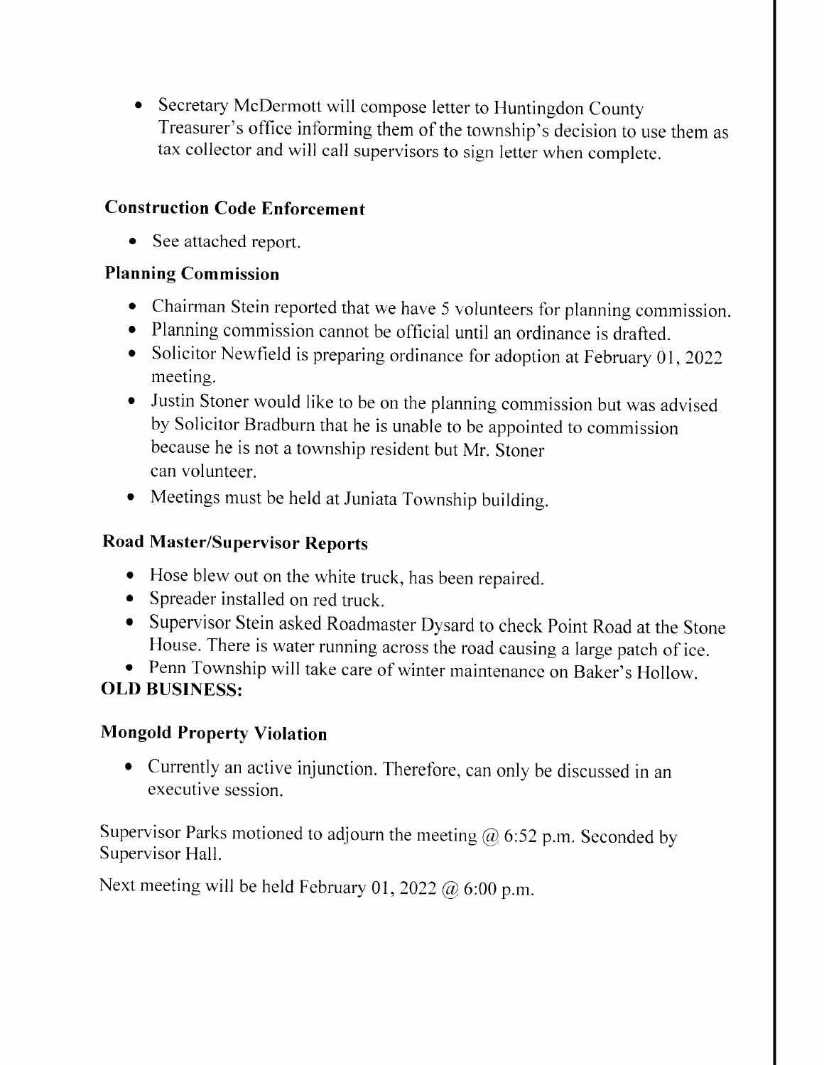- Secretary McDermott will compose letter to Huntingdon County Treasurer's office informing them of the township's decision to use them as tax collector and will call supervisors to sign letter when complete.

### Construction Code Enforcement

- See attached report.

### Planning Commission

- Chairman Stein reported that we have 5 volunteers for planning commission.
- Planning commission cannot be official until an ordinance is drafted.
- Solicitor Newfield is preparing ordinance for adoption at February 01, 2022 meeting.
- Justin Stoner would like to be on the planning commission but was advised by Solicitor Bradburn that he is unable to be appointed to commission because he is not a township resident but Mr. Stoner can volunteer.
- Meetings must be held at Juniata Township building.

### Road Master/Supervisor Reports

- Hose blew out on the white truck, has been repaired.
- Spreader installed on red truck.
- Supervisor Stein asked Roadmaster Dysard to check Point Road at the Stone House. There is water running across the road causing a large patch of ice.
- Penn Township will take care of winter maintenance on Baker's Hollow.

## OLD BUSINESS:

### Mongold Property Violation

- Currently an active injunction. Therefore, can only be discussed in an executive session.

Supervisor Parks motioned to adjourn the meeting @ 6:52 p.m. Seconded by Supervisor Hall.

Next meeting will be held February 01, 2022 @ 6:00 p.m.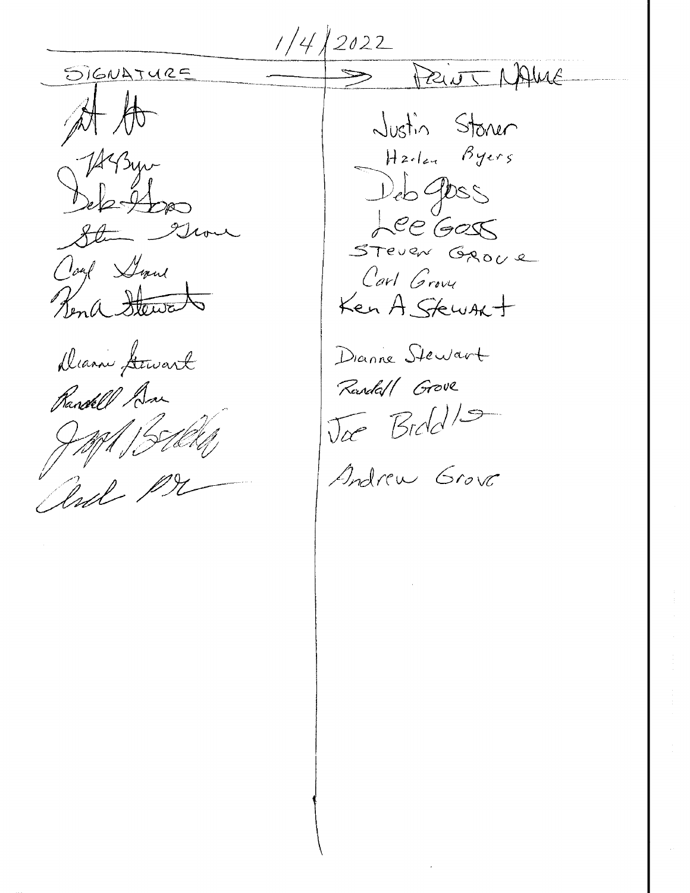1/4/2022

| SIGNATURE → | PRINT NAME |
|---|---|
| | Justin Stoner |
| | Harlan Byers |
| | Deb Goss |
| | Lee Goss |
| | STEVEN GROVE |
| | Carl Grove |
| | Ken A Stewart |
| | Dianne Stewart |
| | Randall Grove |
| | Joe Biddle |
| | Andrew Grove |